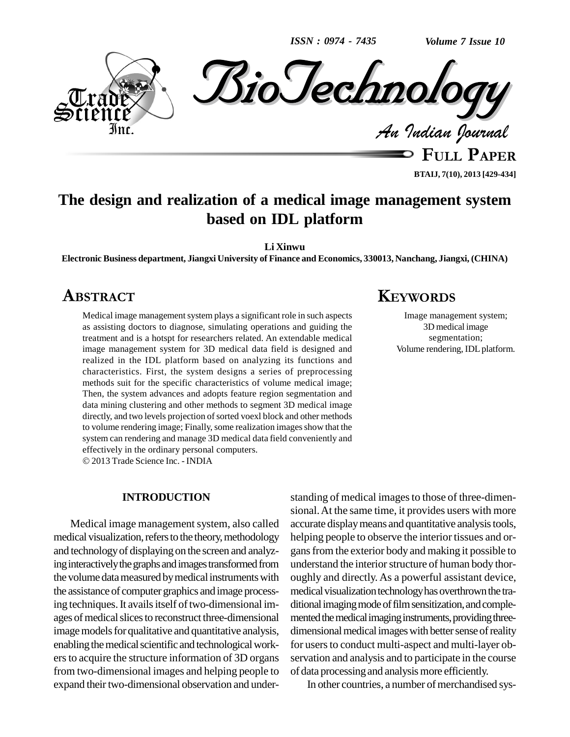# The design and realization of a medical image management system based on IDL platform

**Li Xinwu**

**Electronic Business department, Jiangxi University of Finance and Economics, 330013, Nanchang, Jiangxi, (CHINA)**

## ABSTRACT

Medical image management system plays a significant role in such aspects as assisting doctors to diagnose, simulating operations and guiding the treatment and is a hotspt for researchers related. An extendable medical image management system for 3D medical data field is designed and realized in the IDL platform based on analyzing its functions and characteristics. First, the system designs a series of preprocessing methods suit for the specific characteristics of volume medical image; Then, the system advances and adopts feature region segmentation and data mining clustering and other methods to segment 3D medical image directly, and two levels projection of sorted voexl block and other methods to volume rendering image; Finally, some realization images show that the system can rendering and manage 3D medical data field conveniently and effectively in the ordinary personal computers.

© 2013 Trade Science Inc. - INDIA

## KEYWORDS

Image management system;
3D medical image segmentation;
Volume rendering, IDL platform.

## INTRODUCTION

Medical image management system, also called medical visualization, refers to the theory, methodology and technology of displaying on the screen and analyzing interactively the graphs and images transformed from the volume data measured by medical instruments with the assistance of computer graphics and image processing techniques. It avails itself of two-dimensional images of medical slices to reconstruct three-dimensional image models for qualitative and quantitative analysis, enabling the medical scientific and technological workers to acquire the structure information of 3D organs from two-dimensional images and helping people to expand their two-dimensional observation and understanding of medical images to those of three-dimensional. At the same time, it provides users with more accurate display means and quantitative analysis tools, helping people to observe the interior tissues and organs from the exterior body and making it possible to understand the interior structure of human body thoroughly and directly. As a powerful assistant device, medical visualization technology has overthrown the traditional imaging mode of film sensitization, and complemented the medical imaging instruments, providing three-dimensional medical images with better sense of reality for users to conduct multi-aspect and multi-layer observation and analysis and to participate in the course of data processing and analysis more efficiently.

In other countries, a number of merchandised sys-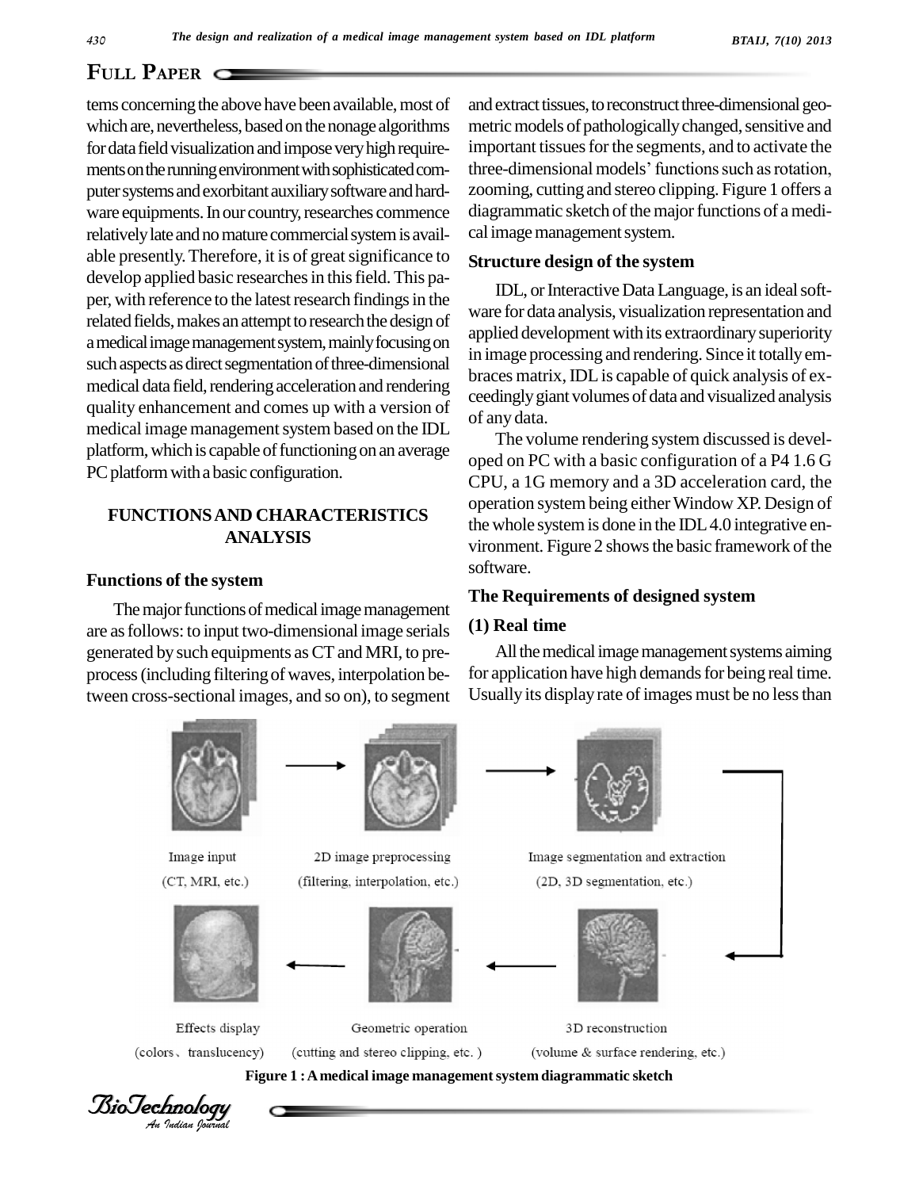tems concerning the above have been available, most of which are, nevertheless, based on the nonage algorithms for data field visualization and impose very high requirements on the running environment with sophisticated computer systems and exorbitant auxiliary software and hardware equipments. In our country, researches commence relatively late and no mature commercial system is available presently. Therefore, it is of great significance to develop applied basic researches in this field. This paper, with reference to the latest research findings in the related fields, makes an attempt to research the design of a medical image management system, mainly focusing on such aspects as direct segmentation of three-dimensional medical data field, rendering acceleration and rendering quality enhancement and comes up with a version of medical image management system based on the IDL platform, which is capable of functioning on an average PC platform with a basic configuration.

## FUNCTIONS AND CHARACTERISTICS ANALYSIS

### Functions of the system

The major functions of medical image management are as follows: to input two-dimensional image serials generated by such equipments as CT and MRI, to pre-process (including filtering of waves, interpolation between cross-sectional images, and so on), to segment and extract tissues, to reconstruct three-dimensional geometric models of pathologically changed, sensitive and important tissues for the segments, and to activate the three-dimensional models' functions such as rotation, zooming, cutting and stereo clipping. Figure 1 offers a diagrammatic sketch of the major functions of a medical image management system.

### Structure design of the system

IDL, or Interactive Data Language, is an ideal software for data analysis, visualization representation and applied development with its extraordinary superiority in image processing and rendering. Since it totally embraces matrix, IDL is capable of quick analysis of exceedingly giant volumes of data and visualized analysis of any data.

The volume rendering system discussed is developed on PC with a basic configuration of a P4 1.6 G CPU, a 1G memory and a 3D acceleration card, the operation system being either Window XP. Design of the whole system is done in the IDL 4.0 integrative environment. Figure 2 shows the basic framework of the software.

### The Requirements of designed system

#### (1) Real time

All the medical image management systems aiming for application have high demands for being real time. Usually its display rate of images must be no less than

Image input (CT, MRI, etc.) → 2D image preprocessing (filtering, interpolation, etc.) → Image segmentation and extraction (2D, 3D segmentation, etc.) → 3D reconstruction (volume & surface rendering, etc.) → Geometric operation (cutting and stereo clipping, etc. ) → Effects display (colors、translucency)

Figure 1 : A medical image management system diagrammatic sketch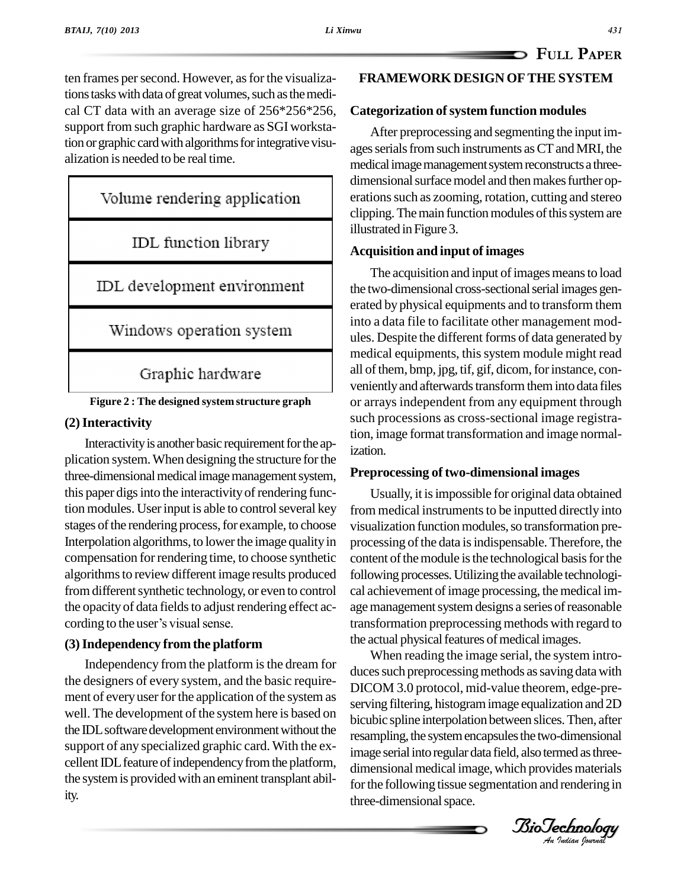ten frames per second. However, as for the visualizations tasks with data of great volumes, such as the medical CT data with an average size of 256*256*256, support from such graphic hardware as SGI workstation or graphic card with algorithms for integrative visualization is needed to be real time.

| Volume rendering application |
|---|
| IDL function library |
| IDL development environment |
| Windows operation system |
| Graphic hardware |

**Figure 2 : The designed system structure graph**

### (2) Interactivity

Interactivity is another basic requirement for the application system. When designing the structure for the three-dimensional medical image management system, this paper digs into the interactivity of rendering function modules. User input is able to control several key stages of the rendering process, for example, to choose Interpolation algorithms, to lower the image quality in compensation for rendering time, to choose synthetic algorithms to review different image results produced from different synthetic technology, or even to control the opacity of data fields to adjust rendering effect according to the user's visual sense.

### (3) Independency from the platform

Independency from the platform is the dream for the designers of every system, and the basic requirement of every user for the application of the system as well. The development of the system here is based on the IDL software development environment without the support of any specialized graphic card. With the excellent IDL feature of independency from the platform, the system is provided with an eminent transplant ability.

## FRAMEWORK DESIGN OF THE SYSTEM

### Categorization of system function modules

After preprocessing and segmenting the input images serials from such instruments as CT and MRI, the medical image management system reconstructs a three-dimensional surface model and then makes further operations such as zooming, rotation, cutting and stereo clipping. The main function modules of this system are illustrated in Figure 3.

### Acquisition and input of images

The acquisition and input of images means to load the two-dimensional cross-sectional serial images generated by physical equipments and to transform them into a data file to facilitate other management modules. Despite the different forms of data generated by medical equipments, this system module might read all of them, bmp, jpg, tif, gif, dicom, for instance, conveniently and afterwards transform them into data files or arrays independent from any equipment through such processions as cross-sectional image registration, image format transformation and image normalization.

### Preprocessing of two-dimensional images

Usually, it is impossible for original data obtained from medical instruments to be inputted directly into visualization function modules, so transformation preprocessing of the data is indispensable. Therefore, the content of the module is the technological basis for the following processes. Utilizing the available technological achievement of image processing, the medical image management system designs a series of reasonable transformation preprocessing methods with regard to the actual physical features of medical images.

When reading the image serial, the system introduces such preprocessing methods as saving data with DICOM 3.0 protocol, mid-value theorem, edge-preserving filtering, histogram image equalization and 2D bicubic spline interpolation between slices. Then, after resampling, the system encapsules the two-dimensional image serial into regular data field, also termed as three-dimensional medical image, which provides materials for the following tissue segmentation and rendering in three-dimensional space.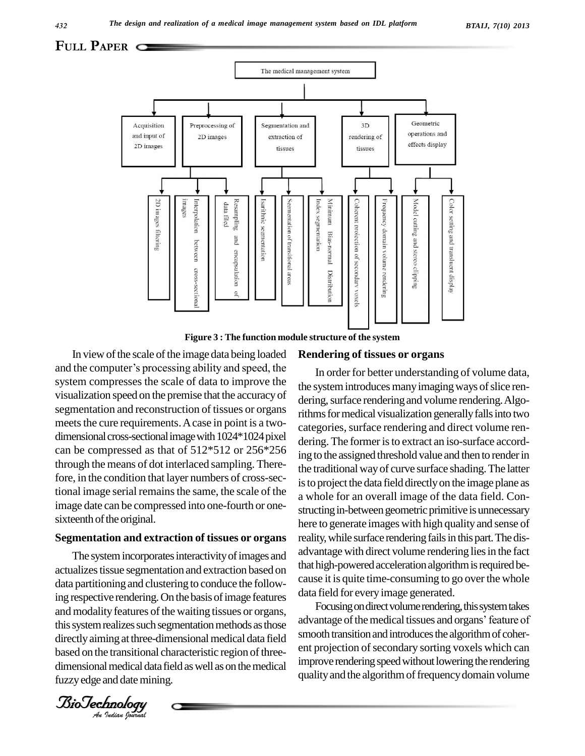**FULL PAPER**

Figure 3 : The function module structure of the system

In view of the scale of the image data being loaded and the computer's processing ability and speed, the system compresses the scale of data to improve the visualization speed on the premise that the accuracy of segmentation and reconstruction of tissues or organs meets the cure requirements. A case in point is a two-dimensional cross-sectional image with 1024*1024 pixel can be compressed as that of 512*512 or 256*256 through the means of dot interlaced sampling. Therefore, in the condition that layer numbers of cross-sectional image serial remains the same, the scale of the image date can be compressed into one-fourth or one-sixteenth of the original.

## Segmentation and extraction of tissues or organs

The system incorporates interactivity of images and actualizes tissue segmentation and extraction based on data partitioning and clustering to conduce the following respective rendering. On the basis of image features and modality features of the waiting tissues or organs, this system realizes such segmentation methods as those directly aiming at three-dimensional medical data field based on the transitional characteristic region of three-dimensional medical data field as well as on the medical fuzzy edge and date mining.

## Rendering of tissues or organs

In order for better understanding of volume data, the system introduces many imaging ways of slice rendering, surface rendering and volume rendering. Algorithms for medical visualization generally falls into two categories, surface rendering and direct volume rendering. The former is to extract an iso-surface according to the assigned threshold value and then to render in the traditional way of curve surface shading. The latter is to project the data field directly on the image plane as a whole for an overall image of the data field. Constructing in-between geometric primitive is unnecessary here to generate images with high quality and sense of reality, while surface rendering fails in this part. The disadvantage with direct volume rendering lies in the fact that high-powered acceleration algorithm is required because it is quite time-consuming to go over the whole data field for every image generated.

Focusing on direct volume rendering, this system takes advantage of the medical tissues and organs' feature of smooth transition and introduces the algorithm of coherent projection of secondary sorting voxels which can improve rendering speed without lowering the rendering quality and the algorithm of frequency domain volume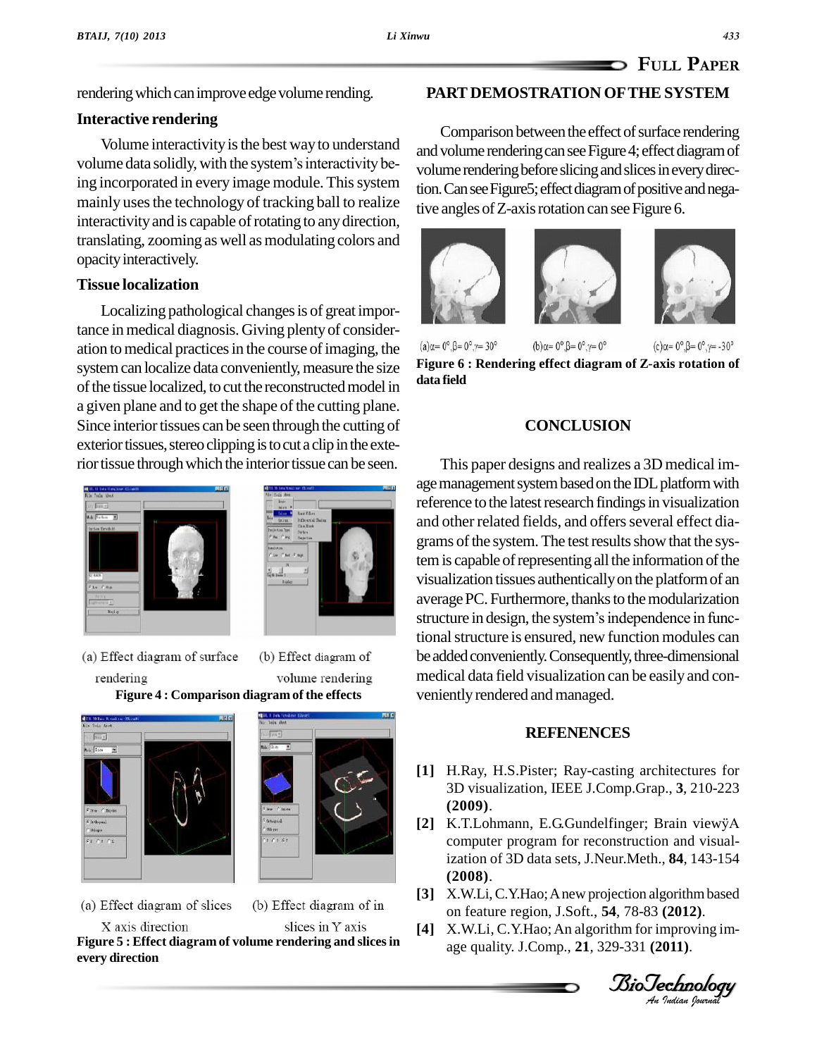rendering which can improve edge volume rending.

### Interactive rendering

Volume interactivity is the best way to understand volume data solidly, with the system's interactivity being incorporated in every image module. This system mainly uses the technology of tracking ball to realize interactivity and is capable of rotating to any direction, translating, zooming as well as modulating colors and opacity interactively.

### Tissue localization

Localizing pathological changes is of great importance in medical diagnosis. Giving plenty of consideration to medical practices in the course of imaging, the system can localize data conveniently, measure the size of the tissue localized, to cut the reconstructed model in a given plane and to get the shape of the cutting plane. Since interior tissues can be seen through the cutting of exterior tissues, stereo clipping is to cut a clip in the exterior tissue through which the interior tissue can be seen.

(a) Effect diagram of surface rendering (b) Effect diagram of volume rendering

**Figure 4 : Comparison diagram of the effects**

(a) Effect diagram of slices X axis direction (b) Effect diagram of in slices in Y axis

**Figure 5 : Effect diagram of volume rendering and slices in every direction**

## PART DEMOSTRATION OF THE SYSTEM

Comparison between the effect of surface rendering and volume rendering can see Figure 4; effect diagram of volume rendering before slicing and slices in every direction. Can see Figure5; effect diagram of positive and negative angles of Z-axis rotation can see Figure 6.

(a)$\alpha= 0°, \beta= 0°, \gamma= 30°$ (b)$\alpha= 0°, \beta= 0°, \gamma= 0°$ (c)$\alpha= 0°, \beta= 0°, \gamma= -30°$

**Figure 6 : Rendering effect diagram of Z-axis rotation of data field**

## CONCLUSION

This paper designs and realizes a 3D medical image management system based on the IDL platform with reference to the latest research findings in visualization and other related fields, and offers several effect diagrams of the system. The test results show that the system is capable of representing all the information of the visualization tissues authentically on the platform of an average PC. Furthermore, thanks to the modularization structure in design, the system's independence in functional structure is ensured, new function modules can be added conveniently. Consequently, three-dimensional medical data field visualization can be easily and conveniently rendered and managed.

## REFENENCES

**[1]** H.Ray, H.S.Pister; Ray-casting architectures for 3D visualization, IEEE J.Comp.Grap., **3**, 210-223 **(2009)**.

**[2]** K.T.Lohmann, E.G.Gundelfinger; Brain viewÿA computer program for reconstruction and visualization of 3D data sets, J.Neur.Meth., **84**, 143-154 **(2008)**.

**[3]** X.W.Li, C.Y.Hao; A new projection algorithm based on feature region, J.Soft., **54**, 78-83 **(2012)**.

**[4]** X.W.Li, C.Y.Hao; An algorithm for improving image quality. J.Comp., **21**, 329-331 **(2011)**.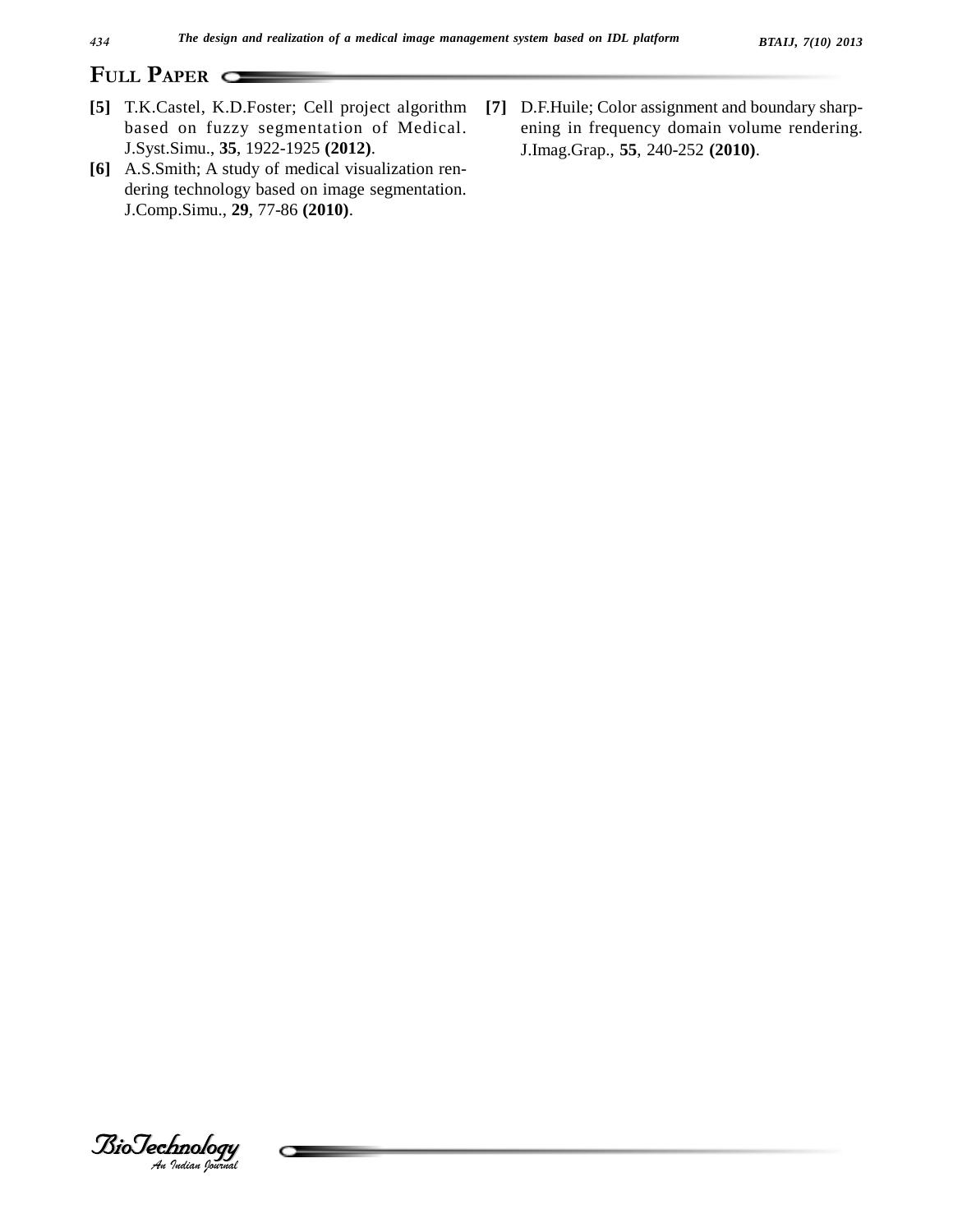- **[5]** T.K.Castel, K.D.Foster; Cell project algorithm based on fuzzy segmentation of Medical. J.Syst.Simu., **35**, 1922-1925 **(2012)**.
- **[6]** A.S.Smith; A study of medical visualization rendering technology based on image segmentation. J.Comp.Simu., **29**, 77-86 **(2010)**.
- **[7]** D.F.Huile; Color assignment and boundary sharpening in frequency domain volume rendering. J.Imag.Grap., **55**, 240-252 **(2010)**.